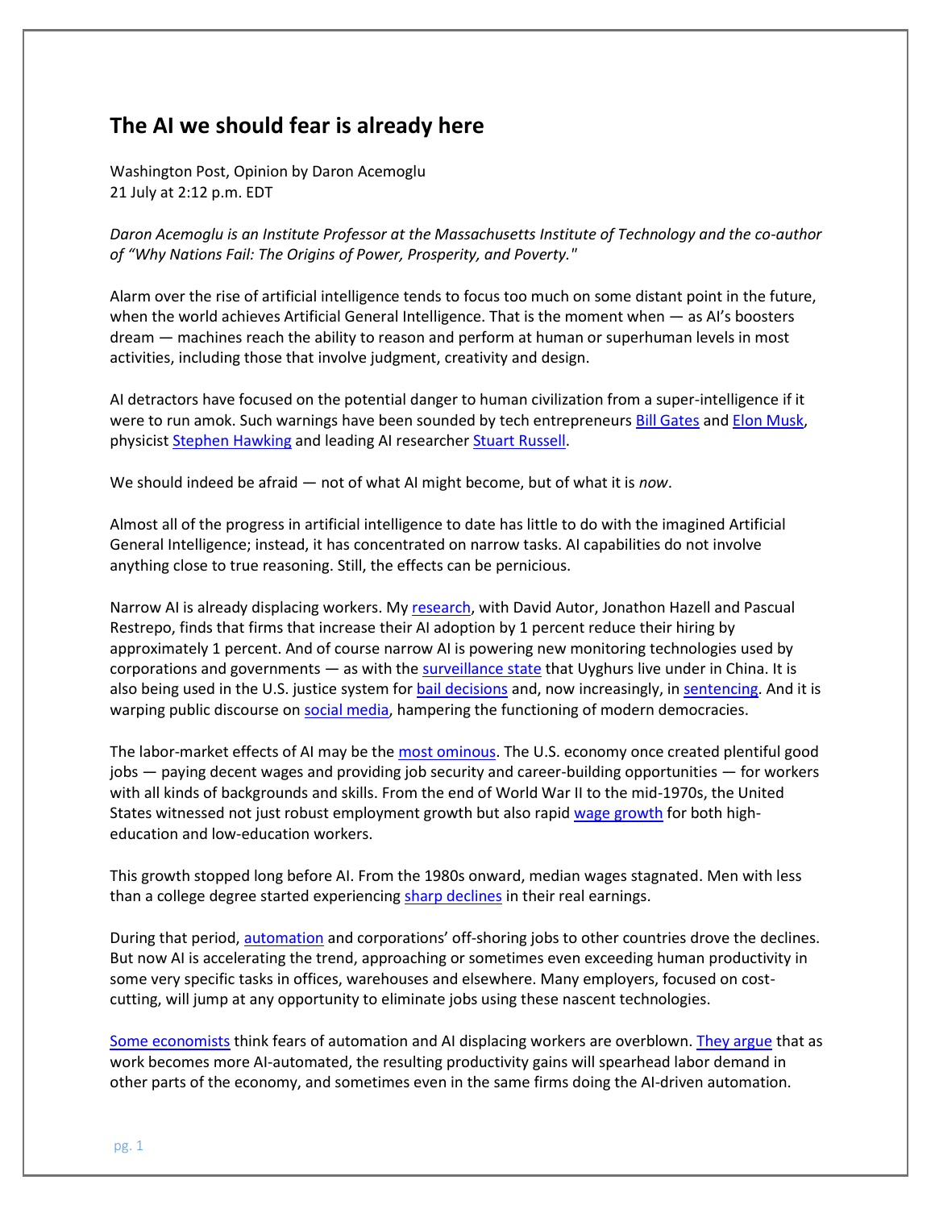# The AI we should fear is already here

Washington Post, Opinion by Daron Acemoglu
21 July at 2:12 p.m. EDT

*Daron Acemoglu is an Institute Professor at the Massachusetts Institute of Technology and the co-author of "Why Nations Fail: The Origins of Power, Prosperity, and Poverty."*

Alarm over the rise of artificial intelligence tends to focus too much on some distant point in the future, when the world achieves Artificial General Intelligence. That is the moment when — as AI's boosters dream — machines reach the ability to reason and perform at human or superhuman levels in most activities, including those that involve judgment, creativity and design.

AI detractors have focused on the potential danger to human civilization from a super-intelligence if it were to run amok. Such warnings have been sounded by tech entrepreneurs Bill Gates and Elon Musk, physicist Stephen Hawking and leading AI researcher Stuart Russell.

We should indeed be afraid — not of what AI might become, but of what it is *now*.

Almost all of the progress in artificial intelligence to date has little to do with the imagined Artificial General Intelligence; instead, it has concentrated on narrow tasks. AI capabilities do not involve anything close to true reasoning. Still, the effects can be pernicious.

Narrow AI is already displacing workers. My research, with David Autor, Jonathon Hazell and Pascual Restrepo, finds that firms that increase their AI adoption by 1 percent reduce their hiring by approximately 1 percent. And of course narrow AI is powering new monitoring technologies used by corporations and governments — as with the surveillance state that Uyghurs live under in China. It is also being used in the U.S. justice system for bail decisions and, now increasingly, in sentencing. And it is warping public discourse on social media, hampering the functioning of modern democracies.

The labor-market effects of AI may be the most ominous. The U.S. economy once created plentiful good jobs — paying decent wages and providing job security and career-building opportunities — for workers with all kinds of backgrounds and skills. From the end of World War II to the mid-1970s, the United States witnessed not just robust employment growth but also rapid wage growth for both high-education and low-education workers.

This growth stopped long before AI. From the 1980s onward, median wages stagnated. Men with less than a college degree started experiencing sharp declines in their real earnings.

During that period, automation and corporations' off-shoring jobs to other countries drove the declines. But now AI is accelerating the trend, approaching or sometimes even exceeding human productivity in some very specific tasks in offices, warehouses and elsewhere. Many employers, focused on cost-cutting, will jump at any opportunity to eliminate jobs using these nascent technologies.

Some economists think fears of automation and AI displacing workers are overblown. They argue that as work becomes more AI-automated, the resulting productivity gains will spearhead labor demand in other parts of the economy, and sometimes even in the same firms doing the AI-driven automation.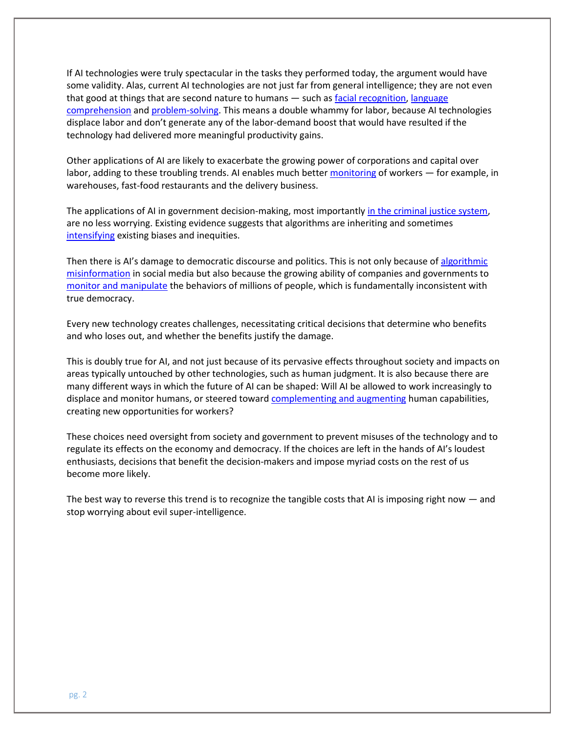If AI technologies were truly spectacular in the tasks they performed today, the argument would have some validity. Alas, current AI technologies are not just far from general intelligence; they are not even that good at things that are second nature to humans — such as facial recognition, language comprehension and problem-solving. This means a double whammy for labor, because AI technologies displace labor and don't generate any of the labor-demand boost that would have resulted if the technology had delivered more meaningful productivity gains.

Other applications of AI are likely to exacerbate the growing power of corporations and capital over labor, adding to these troubling trends. AI enables much better monitoring of workers — for example, in warehouses, fast-food restaurants and the delivery business.

The applications of AI in government decision-making, most importantly in the criminal justice system, are no less worrying. Existing evidence suggests that algorithms are inheriting and sometimes intensifying existing biases and inequities.

Then there is AI's damage to democratic discourse and politics. This is not only because of algorithmic misinformation in social media but also because the growing ability of companies and governments to monitor and manipulate the behaviors of millions of people, which is fundamentally inconsistent with true democracy.

Every new technology creates challenges, necessitating critical decisions that determine who benefits and who loses out, and whether the benefits justify the damage.

This is doubly true for AI, and not just because of its pervasive effects throughout society and impacts on areas typically untouched by other technologies, such as human judgment. It is also because there are many different ways in which the future of AI can be shaped: Will AI be allowed to work increasingly to displace and monitor humans, or steered toward complementing and augmenting human capabilities, creating new opportunities for workers?

These choices need oversight from society and government to prevent misuses of the technology and to regulate its effects on the economy and democracy. If the choices are left in the hands of AI's loudest enthusiasts, decisions that benefit the decision-makers and impose myriad costs on the rest of us become more likely.

The best way to reverse this trend is to recognize the tangible costs that AI is imposing right now — and stop worrying about evil super-intelligence.